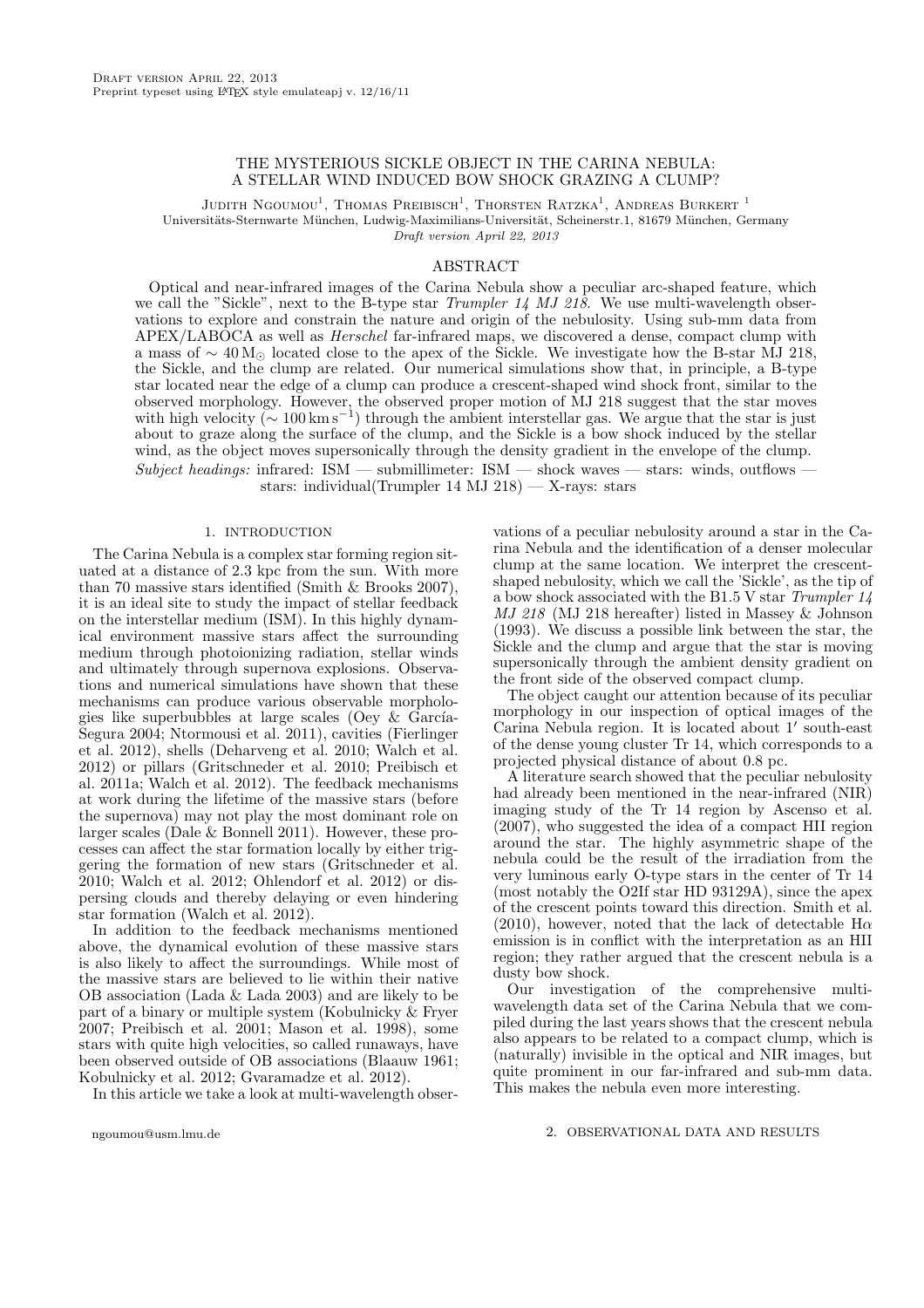# THE MYSTERIOUS SICKLE OBJECT IN THE CARINA NEBULA: A STELLAR WIND INDUCED BOW SHOCK GRAZING A CLUMP?

Judith Ngoumou[1], Thomas Preibisch[1], Thorsten Ratzka[1], Andreas Burkert [1]

Universitäts-Sternwarte München, Ludwig-Maximilians-Universität, Scheinerstr.1, 81679 München, Germany

*Draft version April 22, 2013*

## ABSTRACT

Optical and near-infrared images of the Carina Nebula show a peculiar arc-shaped feature, which we call the "Sickle", next to the B-type star *Trumpler 14 MJ 218*. We use multi-wavelength observations to explore and constrain the nature and origin of the nebulosity. Using sub-mm data from APEX/LABOCA as well as *Herschel* far-infrared maps, we discovered a dense, compact clump with a mass of $\sim 40\,M_\odot$ located close to the apex of the Sickle. We investigate how the B-star MJ 218, the Sickle, and the clump are related. Our numerical simulations show that, in principle, a B-type star located near the edge of a clump can produce a crescent-shaped wind shock front, similar to the observed morphology. However, the observed proper motion of MJ 218 suggest that the star moves with high velocity ($\sim 100\,\mathrm{km\,s^{-1}}$) through the ambient interstellar gas. We argue that the star is just about to graze along the surface of the clump, and the Sickle is a bow shock induced by the stellar wind, as the object moves supersonically through the density gradient in the envelope of the clump.

*Subject headings:* infrared: ISM — submillimeter: ISM — shock waves — stars: winds, outflows — stars: individual(Trumpler 14 MJ 218) — X-rays: stars

## 1. INTRODUCTION

The Carina Nebula is a complex star forming region situated at a distance of 2.3 kpc from the sun. With more than 70 massive stars identified (Smith & Brooks 2007), it is an ideal site to study the impact of stellar feedback on the interstellar medium (ISM). In this highly dynamical environment massive stars affect the surrounding medium through photoionizing radiation, stellar winds and ultimately through supernova explosions. Observations and numerical simulations have shown that these mechanisms can produce various observable morphologies like superbubbles at large scales (Oey & García-Segura 2004; Ntormousi et al. 2011), cavities (Fierlinger et al. 2012), shells (Deharveng et al. 2010; Walch et al. 2012) or pillars (Gritschneder et al. 2010; Preibisch et al. 2011a; Walch et al. 2012). The feedback mechanisms at work during the lifetime of the massive stars (before the supernova) may not play the most dominant role on larger scales (Dale & Bonnell 2011). However, these processes can affect the star formation locally by either triggering the formation of new stars (Gritschneder et al. 2010; Walch et al. 2012; Ohlendorf et al. 2012) or dispersing clouds and thereby delaying or even hindering star formation (Walch et al. 2012).

In addition to the feedback mechanisms mentioned above, the dynamical evolution of these massive stars is also likely to affect the surroundings. While most of the massive stars are believed to lie within their native OB association (Lada & Lada 2003) and are likely to be part of a binary or multiple system (Kobulnicky & Fryer 2007; Preibisch et al. 2001; Mason et al. 1998), some stars with quite high velocities, so called runaways, have been observed outside of OB associations (Blaauw 1961; Kobulnicky et al. 2012; Gvaramadze et al. 2012).

In this article we take a look at multi-wavelength observations of a peculiar nebulosity around a star in the Carina Nebula and the identification of a denser molecular clump at the same location. We interpret the crescent-shaped nebulosity, which we call the 'Sickle', as the tip of a bow shock associated with the B1.5 V star *Trumpler 14 MJ 218* (MJ 218 hereafter) listed in Massey & Johnson (1993). We discuss a possible link between the star, the Sickle and the clump and argue that the star is moving supersonically through the ambient density gradient on the front side of the observed compact clump.

The object caught our attention because of its peculiar morphology in our inspection of optical images of the Carina Nebula region. It is located about 1′ south-east of the dense young cluster Tr 14, which corresponds to a projected physical distance of about 0.8 pc.

A literature search showed that the peculiar nebulosity had already been mentioned in the near-infrared (NIR) imaging study of the Tr 14 region by Ascenso et al. (2007), who suggested the idea of a compact HII region around the star. The highly asymmetric shape of the nebula could be the result of the irradiation from the very luminous early O-type stars in the center of Tr 14 (most notably the O2If star HD 93129A), since the apex of the crescent points toward this direction. Smith et al. (2010), however, noted that the lack of detectable Hα emission is in conflict with the interpretation as an HII region; they rather argued that the crescent nebula is a dusty bow shock.

Our investigation of the comprehensive multi-wavelength data set of the Carina Nebula that we compiled during the last years shows that the crescent nebula also appears to be related to a compact clump, which is (naturally) invisible in the optical and NIR images, but quite prominent in our far-infrared and sub-mm data. This makes the nebula even more interesting.

ngoumou@usm.lmu.de

## 2. OBSERVATIONAL DATA AND RESULTS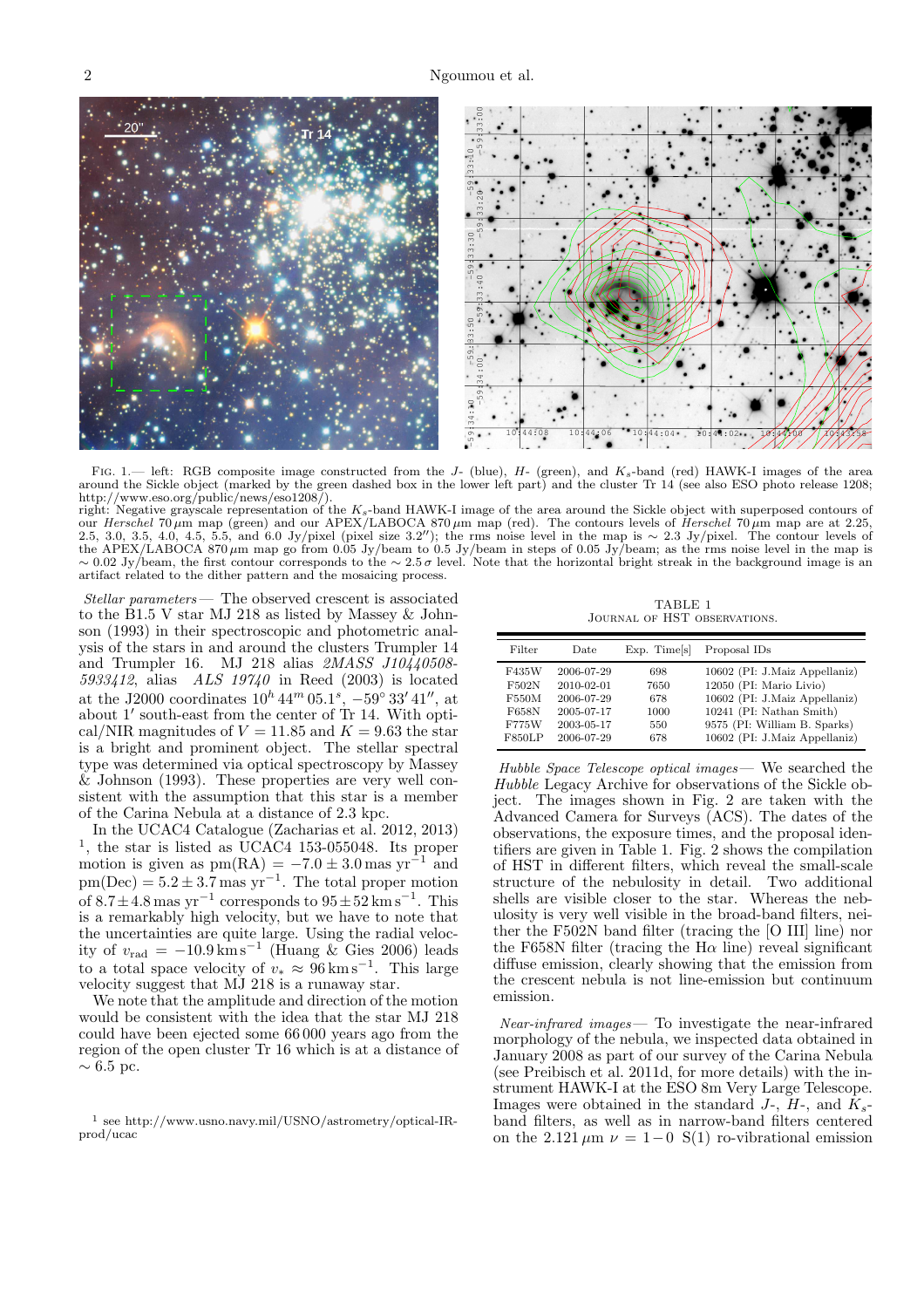FIG. 1.— left: RGB composite image constructed from the $J$- (blue), $H$- (green), and $K_s$-band (red) HAWK-I images of the area around the Sickle object (marked by the green dashed box in the lower left part) and the cluster Tr 14 (see also ESO photo release 1208; http://www.eso.org/public/news/eso1208/).
right: Negative grayscale representation of the $K_s$-band HAWK-I image of the area around the Sickle object with superposed contours of our *Herschel* 70 $\mu$m map (green) and our APEX/LABOCA 870 $\mu$m map (red). The contours levels of *Herschel* 70 $\mu$m map are at 2.25, 2.5, 3.0, 3.5, 4.0, 4.5, 5.5, and 6.0 Jy/pixel (pixel size 3.2″); the rms noise level in the map is $\sim$ 2.3 Jy/pixel. The contour levels of the APEX/LABOCA 870 $\mu$m map go from 0.05 Jy/beam to 0.5 Jy/beam in steps of 0.05 Jy/beam; as the rms noise level in the map is $\sim$ 0.02 Jy/beam, the first contour corresponds to the $\sim 2.5\,\sigma$ level. Note that the horizontal bright streak in the background image is an artifact related to the dither pattern and the mosaicing process.

*Stellar parameters*— The observed crescent is associated to the B1.5 V star MJ 218 as listed by Massey & Johnson (1993) in their spectroscopic and photometric analysis of the stars in and around the clusters Trumpler 14 and Trumpler 16. MJ 218 alias *2MASS J10440508-5933412*, alias *ALS 19740* in Reed (2003) is located at the J2000 coordinates $10^h\,44^m\,05.1^s$, $-59°\,33'\,41''$, at about 1′ south-east from the center of Tr 14. With optical/NIR magnitudes of $V = 11.85$ and $K = 9.63$ the star is a bright and prominent object. The stellar spectral type was determined via optical spectroscopy by Massey & Johnson (1993). These properties are very well consistent with the assumption that this star is a member of the Carina Nebula at a distance of 2.3 kpc.

In the UCAC4 Catalogue (Zacharias et al. 2012, 2013) [1], the star is listed as UCAC4 153-055048. Its proper motion is given as pm(RA) $= -7.0 \pm 3.0$ mas yr$^{-1}$ and pm(Dec) $= 5.2 \pm 3.7$ mas yr$^{-1}$. The total proper motion of $8.7 \pm 4.8$ mas yr$^{-1}$ corresponds to $95 \pm 52$ km s$^{-1}$. This is a remarkably high velocity, but we have to note that the uncertainties are quite large. Using the radial velocity of $v_{\rm rad} = -10.9$ km s$^{-1}$ (Huang & Gies 2006) leads to a total space velocity of $v_* \approx 96$ km s$^{-1}$. This large velocity suggest that MJ 218 is a runaway star.

We note that the amplitude and direction of the motion would be consistent with the idea that the star MJ 218 could have been ejected some 66 000 years ago from the region of the open cluster Tr 16 which is at a distance of $\sim 6.5$ pc.

[1] see http://www.usno.navy.mil/USNO/astrometry/optical-IR-prod/ucac

TABLE 1
JOURNAL OF HST OBSERVATIONS.

| Filter | Date | Exp. Time[s] | Proposal IDs |
|---|---|---|---|
| F435W | 2006-07-29 | 698 | 10602 (PI: J.Maiz Appellaniz) |
| F502N | 2010-02-01 | 7650 | 12050 (PI: Mario Livio) |
| F550M | 2006-07-29 | 678 | 10602 (PI: J.Maiz Appellaniz) |
| F658N | 2005-07-17 | 1000 | 10241 (PI: Nathan Smith) |
| F775W | 2003-05-17 | 550 | 9575 (PI: William B. Sparks) |
| F850LP | 2006-07-29 | 678 | 10602 (PI: J.Maiz Appellaniz) |

*Hubble Space Telescope optical images*— We searched the *Hubble* Legacy Archive for observations of the Sickle object. The images shown in Fig. 2 are taken with the Advanced Camera for Surveys (ACS). The dates of the observations, the exposure times, and the proposal identifiers are given in Table 1. Fig. 2 shows the compilation of HST in different filters, which reveal the small-scale structure of the nebulosity in detail. Two additional shells are visible closer to the star. Whereas the nebulosity is very well visible in the broad-band filters, neither the F502N band filter (tracing the [O III] line) nor the F658N filter (tracing the H$\alpha$ line) reveal significant diffuse emission, clearly showing that the emission from the crescent nebula is not line-emission but continuum emission.

*Near-infrared images*— To investigate the near-infrared morphology of the nebula, we inspected data obtained in January 2008 as part of our survey of the Carina Nebula (see Preibisch et al. 2011d, for more details) with the instrument HAWK-I at the ESO 8m Very Large Telescope. Images were obtained in the standard $J$-, $H$-, and $K_s$-band filters, as well as in narrow-band filters centered on the 2.121 $\mu$m $\nu = 1-0$ S(1) ro-vibrational emission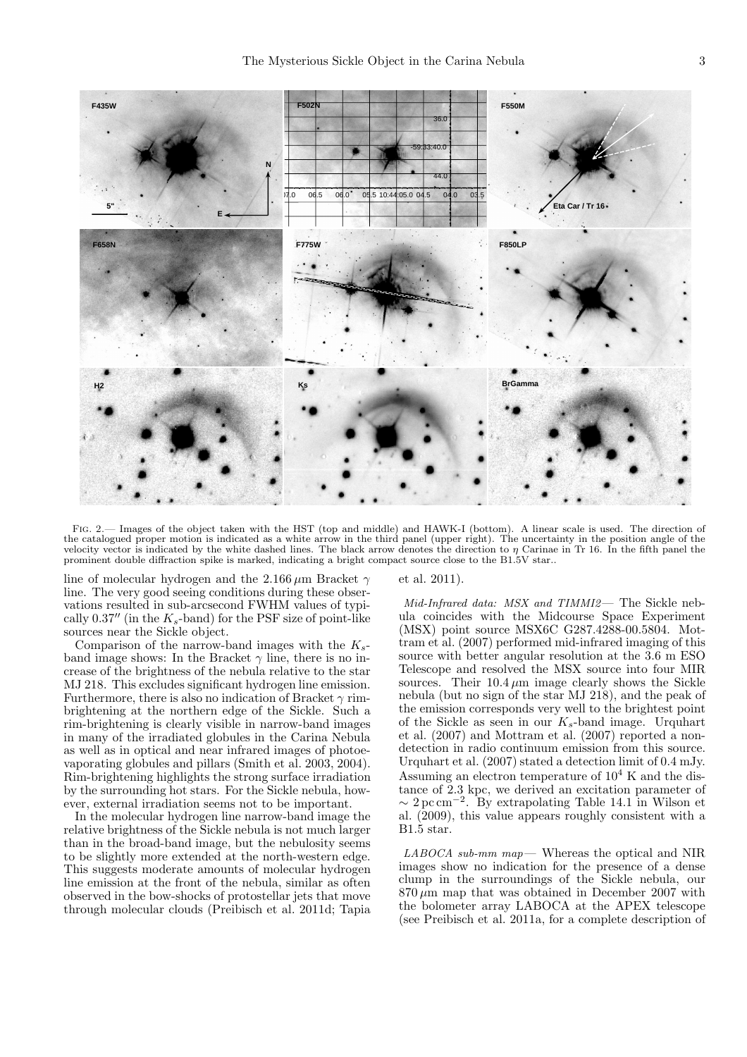Fig. 2.— Images of the object taken with the HST (top and middle) and HAWK-I (bottom). A linear scale is used. The direction of the catalogued proper motion is indicated as a white arrow in the third panel (upper right). The uncertainty in the position angle of the velocity vector is indicated by the white dashed lines. The black arrow denotes the direction to $\eta$ Carinae in Tr 16. In the fifth panel the prominent double diffraction spike is marked, indicating a bright compact source close to the B1.5V star..

line of molecular hydrogen and the 2.166 $\mu$m Bracket $\gamma$ line. The very good seeing conditions during these observations resulted in sub-arcsecond FWHM values of typically $0.37''$ (in the $K_s$-band) for the PSF size of point-like sources near the Sickle object.

Comparison of the narrow-band images with the $K_s$-band image shows: In the Bracket $\gamma$ line, there is no increase of the brightness of the nebula relative to the star MJ 218. This excludes significant hydrogen line emission. Furthermore, there is also no indication of Bracket $\gamma$ rim-brightening at the northern edge of the Sickle. Such a rim-brightening is clearly visible in narrow-band images in many of the irradiated globules in the Carina Nebula as well as in optical and near infrared images of photoevaporating globules and pillars (Smith et al. 2003, 2004). Rim-brightening highlights the strong surface irradiation by the surrounding hot stars. For the Sickle nebula, however, external irradiation seems not to be important.

In the molecular hydrogen line narrow-band image the relative brightness of the Sickle nebula is not much larger than in the broad-band image, but the nebulosity seems to be slightly more extended at the north-western edge. This suggests moderate amounts of molecular hydrogen line emission at the front of the nebula, similar as often observed in the bow-shocks of protostellar jets that move through molecular clouds (Preibisch et al. 2011d; Tapia et al. 2011).

*Mid-Infrared data: MSX and TIMMI2*— The Sickle nebula coincides with the Midcourse Space Experiment (MSX) point source MSX6C G287.4288-00.5804. Mottram et al. (2007) performed mid-infrared imaging of this source with better angular resolution at the 3.6 m ESO Telescope and resolved the MSX source into four MIR sources. Their 10.4 $\mu$m image clearly shows the Sickle nebula (but no sign of the star MJ 218), and the peak of the emission corresponds very well to the brightest point of the Sickle as seen in our $K_s$-band image. Urquhart et al. (2007) and Mottram et al. (2007) reported a non-detection in radio continuum emission from this source. Urquhart et al. (2007) stated a detection limit of 0.4 mJy. Assuming an electron temperature of $10^4$ K and the distance of 2.3 kpc, we derived an excitation parameter of $\sim 2\,\mathrm{pc\,cm^{-2}}$. By extrapolating Table 14.1 in Wilson et al. (2009), this value appears roughly consistent with a B1.5 star.

*LABOCA sub-mm map*— Whereas the optical and NIR images show no indication for the presence of a dense clump in the surroundings of the Sickle nebula, our 870 $\mu$m map that was obtained in December 2007 with the bolometer array LABOCA at the APEX telescope (see Preibisch et al. 2011a, for a complete description of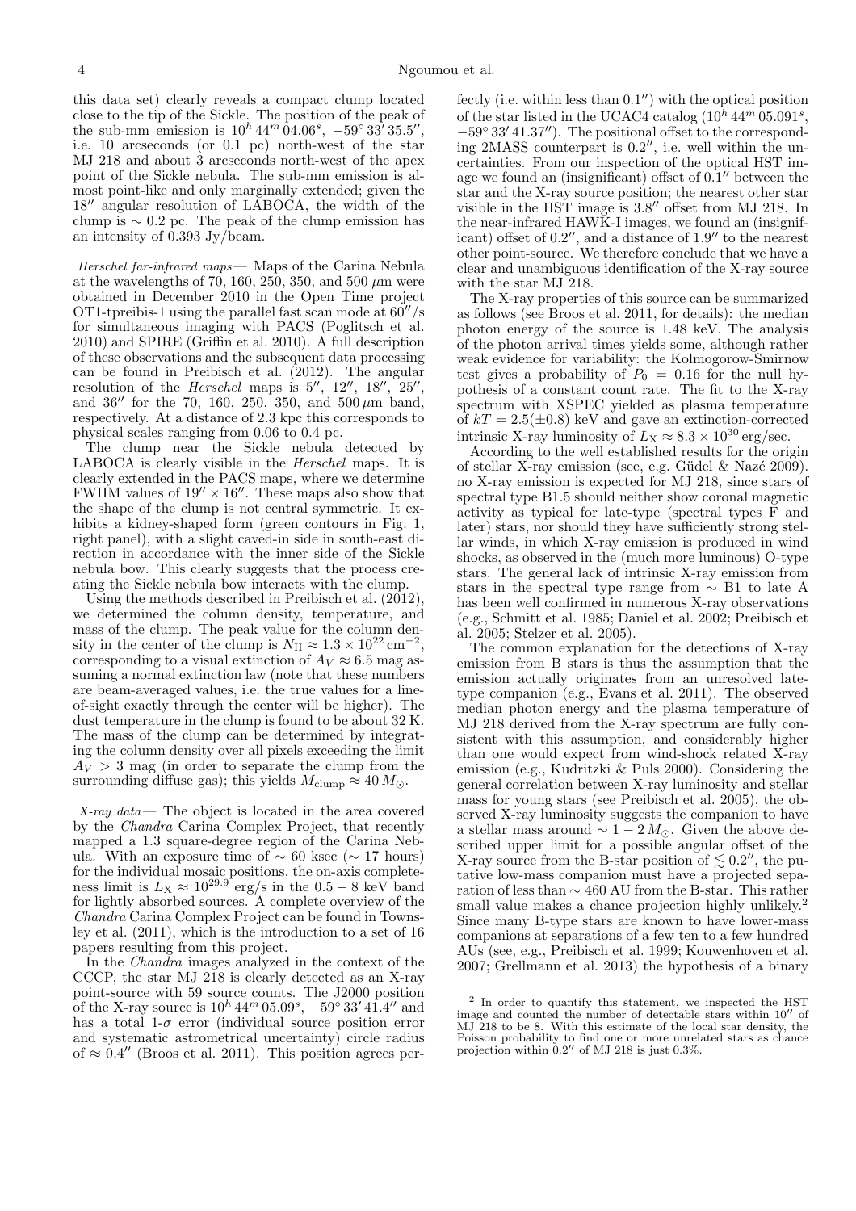this data set) clearly reveals a compact clump located close to the tip of the Sickle. The position of the peak of the sub-mm emission is $10^h\,44^m\,04.06^s$, $-59^\circ\,33'\,35.5''$, i.e. 10 arcseconds (or 0.1 pc) north-west of the star MJ 218 and about 3 arcseconds north-west of the apex point of the Sickle nebula. The sub-mm emission is almost point-like and only marginally extended; given the $18''$ angular resolution of LABOCA, the width of the clump is $\sim 0.2$ pc. The peak of the clump emission has an intensity of 0.393 Jy/beam.

*Herschel far-infrared maps*— Maps of the Carina Nebula at the wavelengths of 70, 160, 250, 350, and 500 $\mu$m were obtained in December 2010 in the Open Time project OT1-tpreibis-1 using the parallel fast scan mode at $60''$/s for simultaneous imaging with PACS (Poglitsch et al. 2010) and SPIRE (Griffin et al. 2010). A full description of these observations and the subsequent data processing can be found in Preibisch et al. (2012). The angular resolution of the *Herschel* maps is $5''$, $12''$, $18''$, $25''$, and $36''$ for the 70, 160, 250, 350, and 500 $\mu$m band, respectively. At a distance of 2.3 kpc this corresponds to physical scales ranging from 0.06 to 0.4 pc.

The clump near the Sickle nebula detected by LABOCA is clearly visible in the *Herschel* maps. It is clearly extended in the PACS maps, where we determine FWHM values of $19'' \times 16''$. These maps also show that the shape of the clump is not central symmetric. It exhibits a kidney-shaped form (green contours in Fig. 1, right panel), with a slight caved-in side in south-east direction in accordance with the inner side of the Sickle nebula bow. This clearly suggests that the process creating the Sickle nebula bow interacts with the clump.

Using the methods described in Preibisch et al. (2012), we determined the column density, temperature, and mass of the clump. The peak value for the column density in the center of the clump is $N_{\rm H} \approx 1.3 \times 10^{22}\,{\rm cm}^{-2}$, corresponding to a visual extinction of $A_V \approx 6.5$ mag assuming a normal extinction law (note that these numbers are beam-averaged values, i.e. the true values for a line-of-sight exactly through the center will be higher). The dust temperature in the clump is found to be about 32 K. The mass of the clump can be determined by integrating the column density over all pixels exceeding the limit $A_V > 3$ mag (in order to separate the clump from the surrounding diffuse gas); this yields $M_{\rm clump} \approx 40\,M_\odot$.

*X-ray data*— The object is located in the area covered by the *Chandra* Carina Complex Project, that recently mapped a 1.3 square-degree region of the Carina Nebula. With an exposure time of $\sim 60$ ksec ($\sim 17$ hours) for the individual mosaic positions, the on-axis completeness limit is $L_{\rm X} \approx 10^{29.9}$ erg/s in the $0.5 - 8$ keV band for lightly absorbed sources. A complete overview of the *Chandra* Carina Complex Project can be found in Townsley et al. (2011), which is the introduction to a set of 16 papers resulting from this project.

In the *Chandra* images analyzed in the context of the CCCP, the star MJ 218 is clearly detected as an X-ray point-source with 59 source counts. The J2000 position of the X-ray source is $10^h\,44^m\,05.09^s$, $-59^\circ\,33'\,41.4''$ and has a total 1-$\sigma$ error (individual source position error and systematic astrometrical uncertainty) circle radius of $\approx 0.4''$ (Broos et al. 2011). This position agrees perfectly (i.e. within less than $0.1''$) with the optical position of the star listed in the UCAC4 catalog ($10^h\,44^m\,05.091^s$, $-59^\circ\,33'\,41.37''$). The positional offset to the corresponding 2MASS counterpart is $0.2''$, i.e. well within the uncertainties. From our inspection of the optical HST image we found an (insignificant) offset of $0.1''$ between the star and the X-ray source position; the nearest other star visible in the HST image is $3.8''$ offset from MJ 218. In the near-infrared HAWK-I images, we found an (insignificant) offset of $0.2''$, and a distance of $1.9''$ to the nearest other point-source. We therefore conclude that we have a clear and unambiguous identification of the X-ray source with the star MJ 218.

The X-ray properties of this source can be summarized as follows (see Broos et al. 2011, for details): the median photon energy of the source is 1.48 keV. The analysis of the photon arrival times yields some, although rather weak evidence for variability: the Kolmogorow-Smirnow test gives a probability of $P_0 = 0.16$ for the null hypothesis of a constant count rate. The fit to the X-ray spectrum with XSPEC yielded as plasma temperature of $kT = 2.5(\pm 0.8)$ keV and gave an extinction-corrected intrinsic X-ray luminosity of $L_{\rm X} \approx 8.3 \times 10^{30}$ erg/sec.

According to the well established results for the origin of stellar X-ray emission (see, e.g. Güdel & Nazé 2009). no X-ray emission is expected for MJ 218, since stars of spectral type B1.5 should neither show coronal magnetic activity as typical for late-type (spectral types F and later) stars, nor should they have sufficiently strong stellar winds, in which X-ray emission is produced in wind shocks, as observed in the (much more luminous) O-type stars. The general lack of intrinsic X-ray emission from stars in the spectral type range from $\sim$ B1 to late A has been well confirmed in numerous X-ray observations (e.g., Schmitt et al. 1985; Daniel et al. 2002; Preibisch et al. 2005; Stelzer et al. 2005).

The common explanation for the detections of X-ray emission from B stars is thus the assumption that the emission actually originates from an unresolved late-type companion (e.g., Evans et al. 2011). The observed median photon energy and the plasma temperature of MJ 218 derived from the X-ray spectrum are fully consistent with this assumption, and considerably higher than one would expect from wind-shock related X-ray emission (e.g., Kudritzki & Puls 2000). Considering the general correlation between X-ray luminosity and stellar mass for young stars (see Preibisch et al. 2005), the observed X-ray luminosity suggests the companion to have a stellar mass around $\sim 1 - 2\,M_\odot$. Given the above described upper limit for a possible angular offset of the X-ray source from the B-star position of $\lesssim 0.2''$, the putative low-mass companion must have a projected separation of less than $\sim 460$ AU from the B-star. This rather small value makes a chance projection highly unlikely.[2] Since many B-type stars are known to have lower-mass companions at separations of a few ten to a few hundred AUs (see, e.g., Preibisch et al. 1999; Kouwenhoven et al. 2007; Grellmann et al. 2013) the hypothesis of a binary

[2] In order to quantify this statement, we inspected the HST image and counted the number of detectable stars within $10''$ of MJ 218 to be 8. With this estimate of the local star density, the Poisson probability to find one or more unrelated stars as chance projection within $0.2''$ of MJ 218 is just 0.3%.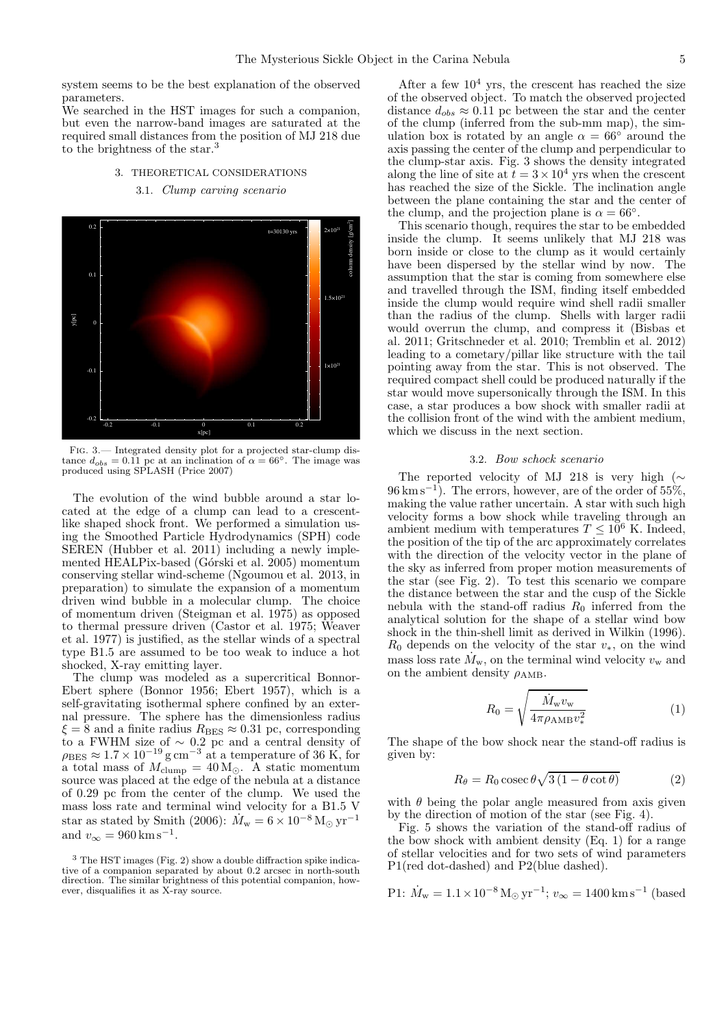system seems to be the best explanation of the observed parameters.
We searched in the HST images for such a companion, but even the narrow-band images are saturated at the required small distances from the position of MJ 218 due to the brightness of the star.[3]

## 3. THEORETICAL CONSIDERATIONS

### 3.1. *Clump carving scenario*

FIG. 3.— Integrated density plot for a projected star-clump distance $d_{obs} = 0.11$ pc at an inclination of $\alpha = 66°$. The image was produced using SPLASH (Price 2007)

The evolution of the wind bubble around a star located at the edge of a clump can lead to a crescent-like shaped shock front. We performed a simulation using the Smoothed Particle Hydrodynamics (SPH) code SEREN (Hubber et al. 2011) including a newly implemented HEALPix-based (Górski et al. 2005) momentum conserving stellar wind-scheme (Ngoumou et al. 2013, in preparation) to simulate the expansion of a momentum driven wind bubble in a molecular clump. The choice of momentum driven (Steigman et al. 1975) as opposed to thermal pressure driven (Castor et al. 1975; Weaver et al. 1977) is justified, as the stellar winds of a spectral type B1.5 are assumed to be too weak to induce a hot shocked, X-ray emitting layer.

The clump was modeled as a supercritical Bonnor-Ebert sphere (Bonnor 1956; Ebert 1957), which is a self-gravitating isothermal sphere confined by an external pressure. The sphere has the dimensionless radius $\xi = 8$ and a finite radius $R_{\rm BES} \approx 0.31$ pc, corresponding to a FWHM size of $\sim 0.2$ pc and a central density of $\rho_{\rm BES} \approx 1.7 \times 10^{-19}\,{\rm g\,cm^{-3}}$ at a temperature of 36 K, for a total mass of $M_{\rm clump} = 40\,{\rm M_\odot}$. A static momentum source was placed at the edge of the nebula at a distance of 0.29 pc from the center of the clump. We used the mass loss rate and terminal wind velocity for a B1.5 V star as stated by Smith (2006): $\dot{M}_{\rm w} = 6 \times 10^{-8}\,{\rm M_\odot\,yr^{-1}}$ and $v_\infty = 960\,{\rm km\,s^{-1}}$.

After a few $10^4$ yrs, the crescent has reached the size of the observed object. To match the observed projected distance $d_{obs} \approx 0.11$ pc between the star and the center of the clump (inferred from the sub-mm map), the simulation box is rotated by an angle $\alpha = 66°$ around the axis passing the center of the clump and perpendicular to the clump-star axis. Fig. 3 shows the density integrated along the line of site at $t = 3 \times 10^4$ yrs when the crescent has reached the size of the Sickle. The inclination angle between the plane containing the star and the center of the clump, and the projection plane is $\alpha = 66°$.

This scenario though, requires the star to be embedded inside the clump. It seems unlikely that MJ 218 was born inside or close to the clump as it would certainly have been dispersed by the stellar wind by now. The assumption that the star is coming from somewhere else and travelled through the ISM, finding itself embedded inside the clump would require wind shell radii smaller than the radius of the clump. Shells with larger radii would overrun the clump, and compress it (Bisbas et al. 2011; Gritschneder et al. 2010; Tremblin et al. 2012) leading to a cometary/pillar like structure with the tail pointing away from the star. This is not observed. The required compact shell could be produced naturally if the star would move supersonically through the ISM. In this case, a star produces a bow shock with smaller radii at the collision front of the wind with the ambient medium, which we discuss in the next section.

### 3.2. *Bow schock scenario*

The reported velocity of MJ 218 is very high ($\sim 96\,{\rm km\,s^{-1}}$). The errors, however, are of the order of 55%, making the value rather uncertain. A star with such high velocity forms a bow shock while traveling through an ambient medium with temperatures $T \leq 10^6$ K. Indeed, the position of the tip of the arc approximately correlates with the direction of the velocity vector in the plane of the sky as inferred from proper motion measurements of the star (see Fig. 2). To test this scenario we compare the distance between the star and the cusp of the Sickle nebula with the stand-off radius $R_0$ inferred from the analytical solution for the shape of a stellar wind bow shock in the thin-shell limit as derived in Wilkin (1996). $R_0$ depends on the velocity of the star $v_*$, on the wind mass loss rate $\dot{M}_{\rm w}$, on the terminal wind velocity $v_{\rm w}$ and on the ambient density $\rho_{\rm AMB}$.

$$R_0 = \sqrt{\frac{\dot{M}_{\rm w} v_{\rm w}}{4\pi \rho_{\rm AMB} v_*^2}} \qquad (1)$$

The shape of the bow shock near the stand-off radius is given by:

$$R_\theta = R_0 \,{\rm cosec}\,\theta \sqrt{3\,(1 - \theta \cot\theta)} \qquad (2)$$

with $\theta$ being the polar angle measured from axis given by the direction of motion of the star (see Fig. 4).

Fig. 5 shows the variation of the stand-off radius of the bow shock with ambient density (Eq. 1) for a range of stellar velocities and for two sets of wind parameters P1(red dot-dashed) and P2(blue dashed).

P1: $\dot{M}_{\rm w} = 1.1 \times 10^{-8}\,{\rm M_\odot\,yr^{-1}}$; $v_\infty = 1400\,{\rm km\,s^{-1}}$ (based

[3] The HST images (Fig. 2) show a double diffraction spike indicative of a companion separated by about 0.2 arcsec in north-south direction. The similar brightness of this potential companion, however, disqualifies it as X-ray source.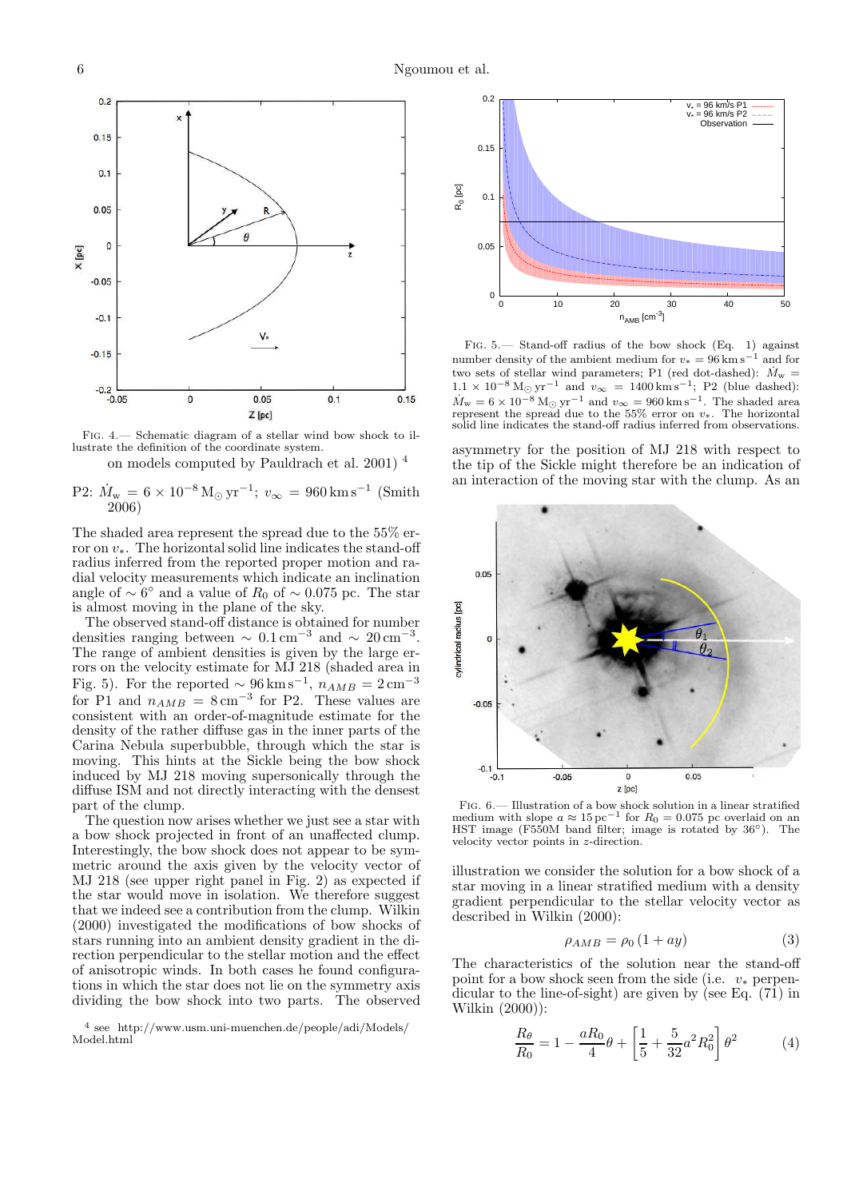FIG. 4.— Schematic diagram of a stellar wind bow shock to illustrate the definition of the coordinate system.

on models computed by Pauldrach et al. 2001) [4]

P2: $\dot{M}_{\rm w} = 6 \times 10^{-8}\,{\rm M}_\odot\,{\rm yr}^{-1}$; $v_\infty = 960\,{\rm km\,s}^{-1}$ (Smith 2006)

The shaded area represent the spread due to the 55% error on $v_*$. The horizontal solid line indicates the stand-off radius inferred from the reported proper motion and radial velocity measurements which indicate an inclination angle of $\sim 6^\circ$ and a value of $R_0$ of $\sim 0.075$ pc. The star is almost moving in the plane of the sky.

The observed stand-off distance is obtained for number densities ranging between $\sim 0.1\,{\rm cm}^{-3}$ and $\sim 20\,{\rm cm}^{-3}$. The range of ambient densities is given by the large errors on the velocity estimate for MJ 218 (shaded area in Fig. 5). For the reported $\sim 96\,{\rm km\,s}^{-1}$, $n_{AMB} = 2\,{\rm cm}^{-3}$ for P1 and $n_{AMB} = 8\,{\rm cm}^{-3}$ for P2. These values are consistent with an order-of-magnitude estimate for the density of the rather diffuse gas in the inner parts of the Carina Nebula superbubble, through which the star is moving. This hints at the Sickle being the bow shock induced by MJ 218 moving supersonically through the diffuse ISM and not directly interacting with the densest part of the clump.

The question now arises whether we just see a star with a bow shock projected in front of an unaffected clump. Interestingly, the bow shock does not appear to be symmetric around the axis given by the velocity vector of MJ 218 (see upper right panel in Fig. 2) as expected if the star would move in isolation. We therefore suggest that we indeed see a contribution from the clump. Wilkin (2000) investigated the modifications of bow shocks of stars running into an ambient density gradient in the direction perpendicular to the stellar motion and the effect of anisotropic winds. In both cases he found configurations in which the star does not lie on the symmetry axis dividing the bow shock into two parts. The observed

[4] see http://www.usm.uni-muenchen.de/people/adi/Models/Model.html

FIG. 5.— Stand-off radius of the bow shock (Eq. 1) against number density of the ambient medium for $v_* = 96\,{\rm km\,s}^{-1}$ and for two sets of stellar wind parameters; P1 (red dot-dashed): $\dot{M}_{\rm w} = 1.1 \times 10^{-8}\,{\rm M}_\odot\,{\rm yr}^{-1}$ and $v_\infty = 1400\,{\rm km\,s}^{-1}$; P2 (blue dashed): $\dot{M}_{\rm w} = 6 \times 10^{-8}\,{\rm M}_\odot\,{\rm yr}^{-1}$ and $v_\infty = 960\,{\rm km\,s}^{-1}$. The shaded area represent the spread due to the 55% error on $v_*$. The horizontal solid line indicates the stand-off radius inferred from observations.

asymmetry for the position of MJ 218 with respect to the tip of the Sickle might therefore be an indication of an interaction of the moving star with the clump. As an illustration we consider the solution for a bow shock of a star moving in a linear stratified medium with a density gradient perpendicular to the stellar velocity vector as described in Wilkin (2000):

$$\rho_{AMB} = \rho_0\,(1 + ay) \tag{3}$$

The characteristics of the solution near the stand-off point for a bow shock seen from the side (i.e. $v_*$ perpendicular to the line-of-sight) are given by (see Eq. (71) in Wilkin (2000)):

$$\frac{R_\theta}{R_0} = 1 - \frac{aR_0}{4}\theta + \left[\frac{1}{5} + \frac{5}{32}a^2R_0^2\right]\theta^2 \tag{4}$$

FIG. 6.— Illustration of a bow shock solution in a linear stratified medium with slope $a \approx 15\,{\rm pc}^{-1}$ for $R_0 = 0.075$ pc overlaid on an HST image (F550M band filter; image is rotated by 36°). The velocity vector points in $z$-direction.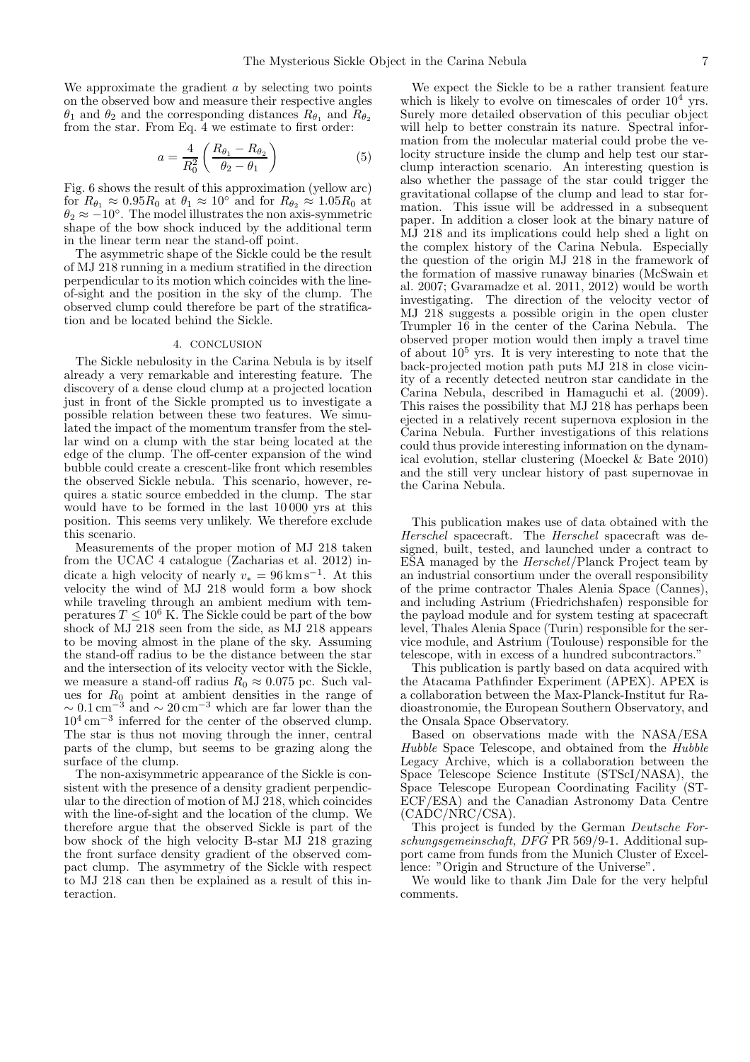We approximate the gradient $a$ by selecting two points on the observed bow and measure their respective angles $\theta_1$ and $\theta_2$ and the corresponding distances $R_{\theta_1}$ and $R_{\theta_2}$ from the star. From Eq. 4 we estimate to first order:

$$a = \frac{4}{R_0^2}\left(\frac{R_{\theta_1} - R_{\theta_2}}{\theta_2 - \theta_1}\right) \tag{5}$$

Fig. 6 shows the result of this approximation (yellow arc) for $R_{\theta_1} \approx 0.95R_0$ at $\theta_1 \approx 10^\circ$ and for $R_{\theta_2} \approx 1.05R_0$ at $\theta_2 \approx -10^\circ$. The model illustrates the non axis-symmetric shape of the bow shock induced by the additional term in the linear term near the stand-off point.

The asymmetric shape of the Sickle could be the result of MJ 218 running in a medium stratified in the direction perpendicular to its motion which coincides with the line-of-sight and the position in the sky of the clump. The observed clump could therefore be part of the stratification and be located behind the Sickle.

## 4. CONCLUSION

The Sickle nebulosity in the Carina Nebula is by itself already a very remarkable and interesting feature. The discovery of a dense cloud clump at a projected location just in front of the Sickle prompted us to investigate a possible relation between these two features. We simulated the impact of the momentum transfer from the stellar wind on a clump with the star being located at the edge of the clump. The off-center expansion of the wind bubble could create a crescent-like front which resembles the observed Sickle nebula. This scenario, however, requires a static source embedded in the clump. The star would have to be formed in the last 10 000 yrs at this position. This seems very unlikely. We therefore exclude this scenario.

Measurements of the proper motion of MJ 218 taken from the UCAC 4 catalogue (Zacharias et al. 2012) indicate a high velocity of nearly $v_* = 96\,\mathrm{km\,s^{-1}}$. At this velocity the wind of MJ 218 would form a bow shock while traveling through an ambient medium with temperatures $T \leq 10^6$ K. The Sickle could be part of the bow shock of MJ 218 seen from the side, as MJ 218 appears to be moving almost in the plane of the sky. Assuming the stand-off radius to be the distance between the star and the intersection of its velocity vector with the Sickle, we measure a stand-off radius $R_0 \approx 0.075$ pc. Such values for $R_0$ point at ambient densities in the range of $\sim 0.1\,\mathrm{cm^{-3}}$ and $\sim 20\,\mathrm{cm^{-3}}$ which are far lower than the $10^4\,\mathrm{cm^{-3}}$ inferred for the center of the observed clump. The star is thus not moving through the inner, central parts of the clump, but seems to be grazing along the surface of the clump.

The non-axisymmetric appearance of the Sickle is consistent with the presence of a density gradient perpendicular to the direction of motion of MJ 218, which coincides with the line-of-sight and the location of the clump. We therefore argue that the observed Sickle is part of the bow shock of the high velocity B-star MJ 218 grazing the front surface density gradient of the observed compact clump. The asymmetry of the Sickle with respect to MJ 218 can then be explained as a result of this interaction.

We expect the Sickle to be a rather transient feature which is likely to evolve on timescales of order $10^4$ yrs. Surely more detailed observation of this peculiar object will help to better constrain its nature. Spectral information from the molecular material could probe the velocity structure inside the clump and help test our star-clump interaction scenario. An interesting question is also whether the passage of the star could trigger the gravitational collapse of the clump and lead to star formation. This issue will be addressed in a subsequent paper. In addition a closer look at the binary nature of MJ 218 and its implications could help shed a light on the complex history of the Carina Nebula. Especially the question of the origin MJ 218 in the framework of the formation of massive runaway binaries (McSwain et al. 2007; Gvaramadze et al. 2011, 2012) would be worth investigating. The direction of the velocity vector of MJ 218 suggests a possible origin in the open cluster Trumpler 16 in the center of the Carina Nebula. The observed proper motion would then imply a travel time of about $10^5$ yrs. It is very interesting to note that the back-projected motion path puts MJ 218 in close vicinity of a recently detected neutron star candidate in the Carina Nebula, described in Hamaguchi et al. (2009). This raises the possibility that MJ 218 has perhaps been ejected in a relatively recent supernova explosion in the Carina Nebula. Further investigations of this relations could thus provide interesting information on the dynamical evolution, stellar clustering (Moeckel & Bate 2010) and the still very unclear history of past supernovae in the Carina Nebula.

This publication makes use of data obtained with the *Herschel* spacecraft. The *Herschel* spacecraft was designed, built, tested, and launched under a contract to ESA managed by the *Herschel*/Planck Project team by an industrial consortium under the overall responsibility of the prime contractor Thales Alenia Space (Cannes), and including Astrium (Friedrichshafen) responsible for the payload module and for system testing at spacecraft level, Thales Alenia Space (Turin) responsible for the service module, and Astrium (Toulouse) responsible for the telescope, with in excess of a hundred subcontractors."

This publication is partly based on data acquired with the Atacama Pathfinder Experiment (APEX). APEX is a collaboration between the Max-Planck-Institut fur Radioastronomie, the European Southern Observatory, and the Onsala Space Observatory.

Based on observations made with the NASA/ESA *Hubble* Space Telescope, and obtained from the *Hubble* Legacy Archive, which is a collaboration between the Space Telescope Science Institute (STScI/NASA), the Space Telescope European Coordinating Facility (ST-ECF/ESA) and the Canadian Astronomy Data Centre (CADC/NRC/CSA).

This project is funded by the German *Deutsche Forschungsgemeinschaft, DFG* PR 569/9-1. Additional support came from funds from the Munich Cluster of Excellence: "Origin and Structure of the Universe".

We would like to thank Jim Dale for the very helpful comments.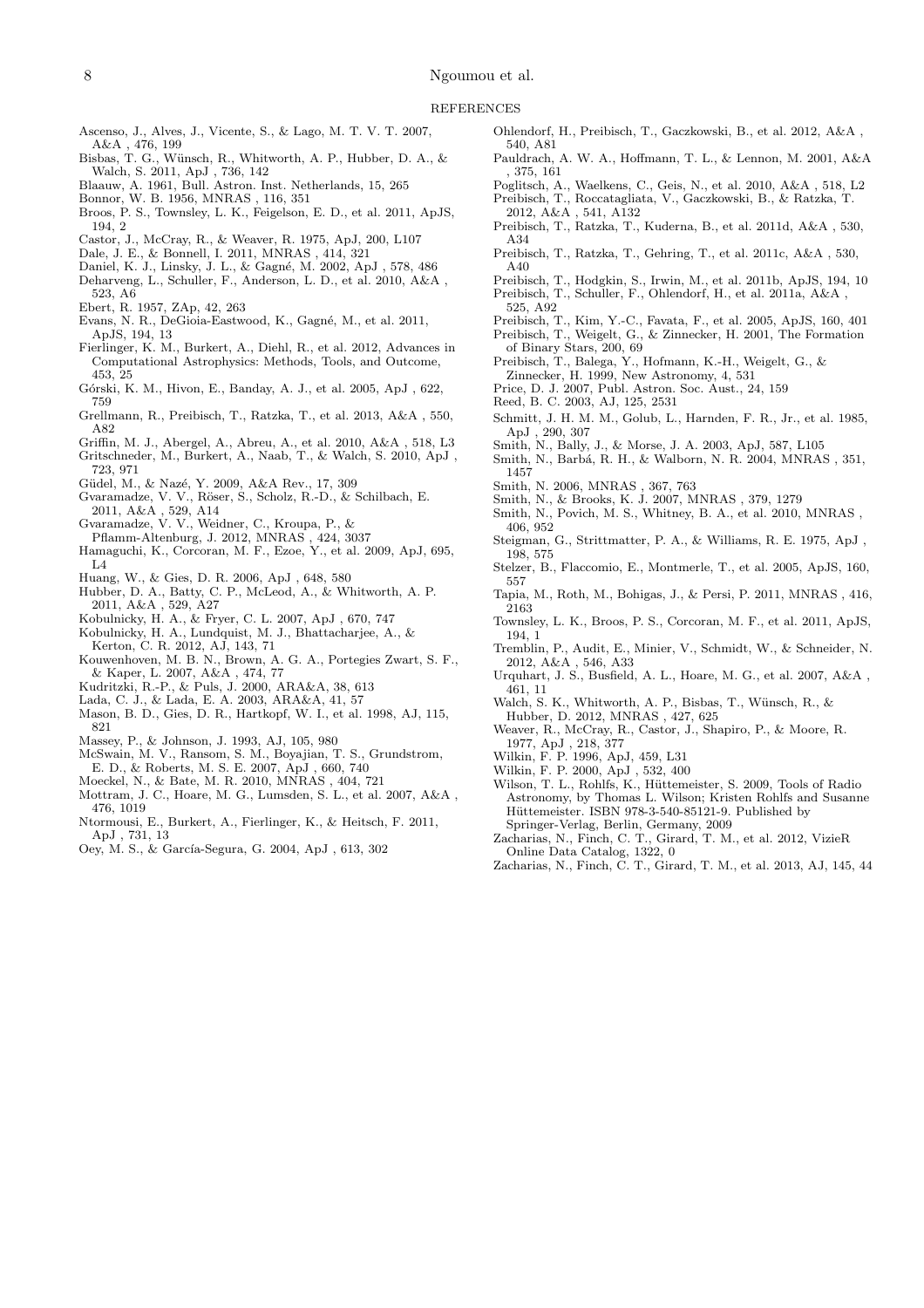## REFERENCES

Ascenso, J., Alves, J., Vicente, S., & Lago, M. T. V. T. 2007, A&A , 476, 199

Bisbas, T. G., Wünsch, R., Whitworth, A. P., Hubber, D. A., & Walch, S. 2011, ApJ , 736, 142

Blaauw, A. 1961, Bull. Astron. Inst. Netherlands, 15, 265

Bonnor, W. B. 1956, MNRAS , 116, 351

Broos, P. S., Townsley, L. K., Feigelson, E. D., et al. 2011, ApJS, 194, 2

Castor, J., McCray, R., & Weaver, R. 1975, ApJ, 200, L107

Dale, J. E., & Bonnell, I. 2011, MNRAS , 414, 321

Daniel, K. J., Linsky, J. L., & Gagné, M. 2002, ApJ , 578, 486

Deharveng, L., Schuller, F., Anderson, L. D., et al. 2010, A&A , 523, A6

Ebert, R. 1957, ZAp, 42, 263

Evans, N. R., DeGioia-Eastwood, K., Gagné, M., et al. 2011, ApJS, 194, 13

Fierlinger, K. M., Burkert, A., Diehl, R., et al. 2012, Advances in Computational Astrophysics: Methods, Tools, and Outcome, 453, 25

Górski, K. M., Hivon, E., Banday, A. J., et al. 2005, ApJ , 622, 759

Grellmann, R., Preibisch, T., Ratzka, T., et al. 2013, A&A , 550, A82

Griffin, M. J., Abergel, A., Abreu, A., et al. 2010, A&A , 518, L3

Gritschneder, M., Burkert, A., Naab, T., & Walch, S. 2010, ApJ , 723, 971

Güdel, M., & Nazé, Y. 2009, A&A Rev., 17, 309

Gvaramadze, V. V., Röser, S., Scholz, R.-D., & Schilbach, E. 2011, A&A , 529, A14

Gvaramadze, V. V., Weidner, C., Kroupa, P., & Pflamm-Altenburg, J. 2012, MNRAS , 424, 3037

Hamaguchi, K., Corcoran, M. F., Ezoe, Y., et al. 2009, ApJ, 695, L4

Huang, W., & Gies, D. R. 2006, ApJ , 648, 580

Hubber, D. A., Batty, C. P., McLeod, A., & Whitworth, A. P. 2011, A&A , 529, A27

Kobulnicky, H. A., & Fryer, C. L. 2007, ApJ , 670, 747

Kobulnicky, H. A., Lundquist, M. J., Bhattacharjee, A., & Kerton, C. R. 2012, AJ, 143, 71

Kouwenhoven, M. B. N., Brown, A. G. A., Portegies Zwart, S. F., & Kaper, L. 2007, A&A , 474, 77

Kudritzki, R.-P., & Puls, J. 2000, ARA&A, 38, 613

Lada, C. J., & Lada, E. A. 2003, ARA&A, 41, 57

Mason, B. D., Gies, D. R., Hartkopf, W. I., et al. 1998, AJ, 115, 821

Massey, P., & Johnson, J. 1993, AJ, 105, 980

McSwain, M. V., Ransom, S. M., Boyajian, T. S., Grundstrom, E. D., & Roberts, M. S. E. 2007, ApJ , 660, 740

Moeckel, N., & Bate, M. R. 2010, MNRAS , 404, 721

Mottram, J. C., Hoare, M. G., Lumsden, S. L., et al. 2007, A&A , 476, 1019

Ntormousi, E., Burkert, A., Fierlinger, K., & Heitsch, F. 2011, ApJ , 731, 13

Oey, M. S., & García-Segura, G. 2004, ApJ , 613, 302

Ohlendorf, H., Preibisch, T., Gaczkowski, B., et al. 2012, A&A , 540, A81

Pauldrach, A. W. A., Hoffmann, T. L., & Lennon, M. 2001, A&A , 375, 161

Poglitsch, A., Waelkens, C., Geis, N., et al. 2010, A&A , 518, L2

Preibisch, T., Roccatagliata, V., Gaczkowski, B., & Ratzka, T. 2012, A&A , 541, A132

Preibisch, T., Ratzka, T., Kuderna, B., et al. 2011d, A&A , 530, A34

Preibisch, T., Ratzka, T., Gehring, T., et al. 2011c, A&A , 530, A40

Preibisch, T., Hodgkin, S., Irwin, M., et al. 2011b, ApJS, 194, 10

Preibisch, T., Schuller, F., Ohlendorf, H., et al. 2011a, A&A , 525, A92

Preibisch, T., Kim, Y.-C., Favata, F., et al. 2005, ApJS, 160, 401

Preibisch, T., Weigelt, G., & Zinnecker, H. 2001, The Formation of Binary Stars, 200, 69

Preibisch, T., Balega, Y., Hofmann, K.-H., Weigelt, G., & Zinnecker, H. 1999, New Astronomy, 4, 531

Price, D. J. 2007, Publ. Astron. Soc. Aust., 24, 159

Reed, B. C. 2003, AJ, 125, 2531

Schmitt, J. H. M. M., Golub, L., Harnden, F. R., Jr., et al. 1985, ApJ , 290, 307

Smith, N., Bally, J., & Morse, J. A. 2003, ApJ, 587, L105

Smith, N., Barbá, R. H., & Walborn, N. R. 2004, MNRAS , 351, 1457

Smith, N. 2006, MNRAS , 367, 763

Smith, N., & Brooks, K. J. 2007, MNRAS , 379, 1279

Smith, N., Povich, M. S., Whitney, B. A., et al. 2010, MNRAS , 406, 952

Steigman, G., Strittmatter, P. A., & Williams, R. E. 1975, ApJ , 198, 575

Stelzer, B., Flaccomio, E., Montmerle, T., et al. 2005, ApJS, 160, 557

Tapia, M., Roth, M., Bohigas, J., & Persi, P. 2011, MNRAS , 416, 2163

Townsley, L. K., Broos, P. S., Corcoran, M. F., et al. 2011, ApJS, 194, 1

Tremblin, P., Audit, E., Minier, V., Schmidt, W., & Schneider, N. 2012, A&A , 546, A33

Urquhart, J. S., Busfield, A. L., Hoare, M. G., et al. 2007, A&A , 461, 11

Walch, S. K., Whitworth, A. P., Bisbas, T., Wünsch, R., & Hubber, D. 2012, MNRAS , 427, 625

Weaver, R., McCray, R., Castor, J., Shapiro, P., & Moore, R. 1977, ApJ , 218, 377

Wilkin, F. P. 1996, ApJ, 459, L31

Wilkin, F. P. 2000, ApJ , 532, 400

Wilson, T. L., Rohlfs, K., Hüttemeister, S. 2009, Tools of Radio Astronomy, by Thomas L. Wilson; Kristen Rohlfs and Susanne Hüttemeister. ISBN 978-3-540-85121-9. Published by Springer-Verlag, Berlin, Germany, 2009

Zacharias, N., Finch, C. T., Girard, T. M., et al. 2012, VizieR Online Data Catalog, 1322, 0

Zacharias, N., Finch, C. T., Girard, T. M., et al. 2013, AJ, 145, 44